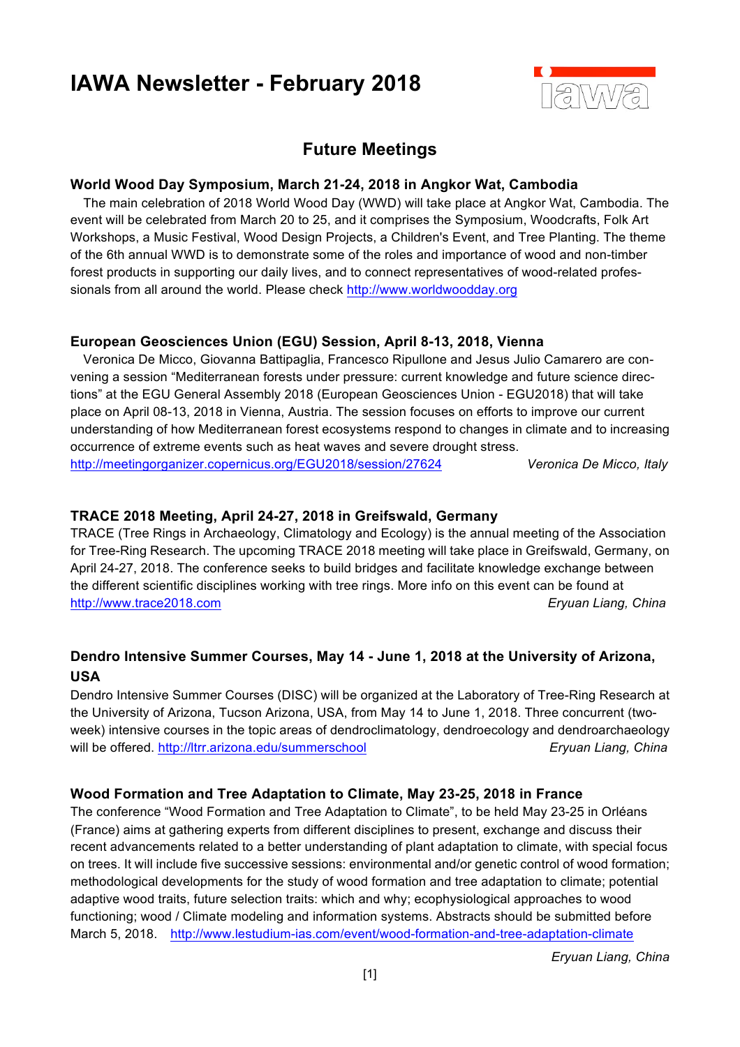# IAWA Newsletter - February 2018

## Future Meetings

### World Wood Day Symposium, March 21-24, 2018 in Angkor Wat, Cambodia

The main celebration of 2018 World Wood Day (WWD) will take place at Angkor Wat, Cambodia. The event will be celebrated from March 20 to 25, and it comprises the Symposium, Woodcrafts, Folk Art Workshops, a Music Festival, Wood Design Projects, a Children's Event, and Tree Planting. The theme of the 6th annual WWD is to demonstrate some of the roles and importance of wood and non-timber forest products in supporting our daily lives, and to connect representatives of wood-related professionals from all around the world. Please check http://www.worldwoodday.org

### European Geosciences Union (EGU) Session, April 8-13, 2018, Vienna

Veronica De Micco, Giovanna Battipaglia, Francesco Ripullone and Jesus Julio Camarero are convening a session "Mediterranean forests under pressure: current knowledge and future science directions" at the EGU General Assembly 2018 (European Geosciences Union - EGU2018) that will take place on April 08-13, 2018 in Vienna, Austria. The session focuses on efforts to improve our current understanding of how Mediterranean forest ecosystems respond to changes in climate and to increasing occurrence of extreme events such as heat waves and severe drought stress.
http://meetingorganizer.copernicus.org/EGU2018/session/27624

*Veronica De Micco, Italy*

### TRACE 2018 Meeting, April 24-27, 2018 in Greifswald, Germany

TRACE (Tree Rings in Archaeology, Climatology and Ecology) is the annual meeting of the Association for Tree-Ring Research. The upcoming TRACE 2018 meeting will take place in Greifswald, Germany, on April 24-27, 2018. The conference seeks to build bridges and facilitate knowledge exchange between the different scientific disciplines working with tree rings. More info on this event can be found at http://www.trace2018.com

*Eryuan Liang, China*

### Dendro Intensive Summer Courses, May 14 - June 1, 2018 at the University of Arizona, USA

Dendro Intensive Summer Courses (DISC) will be organized at the Laboratory of Tree-Ring Research at the University of Arizona, Tucson Arizona, USA, from May 14 to June 1, 2018. Three concurrent (two-week) intensive courses in the topic areas of dendroclimatology, dendroecology and dendroarchaeology will be offered. http://ltrr.arizona.edu/summerschool

*Eryuan Liang, China*

### Wood Formation and Tree Adaptation to Climate, May 23-25, 2018 in France

The conference "Wood Formation and Tree Adaptation to Climate", to be held May 23-25 in Orléans (France) aims at gathering experts from different disciplines to present, exchange and discuss their recent advancements related to a better understanding of plant adaptation to climate, with special focus on trees. It will include five successive sessions: environmental and/or genetic control of wood formation; methodological developments for the study of wood formation and tree adaptation to climate; potential adaptive wood traits, future selection traits: which and why; ecophysiological approaches to wood functioning; wood / Climate modeling and information systems. Abstracts should be submitted before March 5, 2018. http://www.lestudium-ias.com/event/wood-formation-and-tree-adaptation-climate

*Eryuan Liang, China*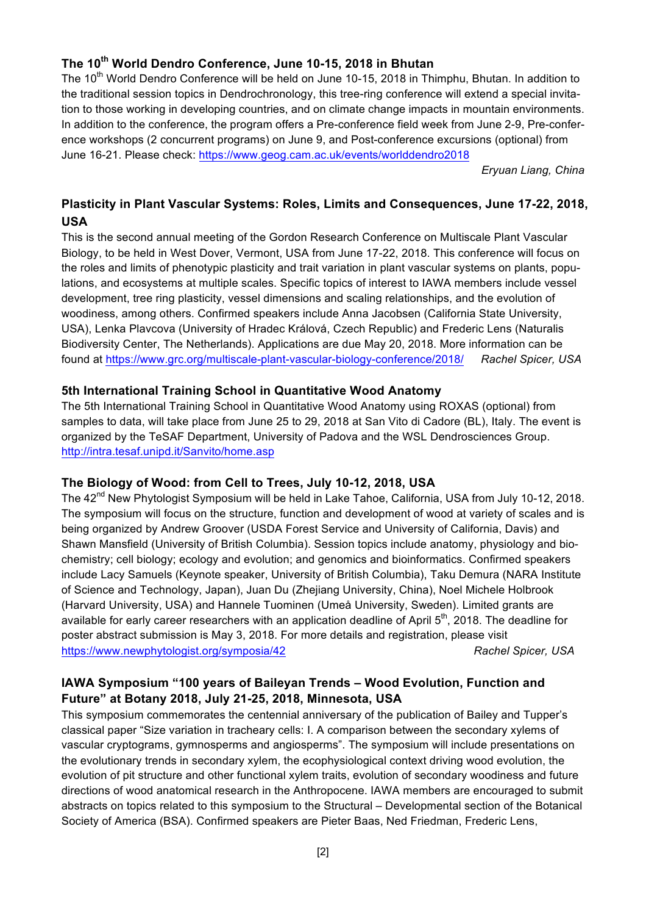### The 10th World Dendro Conference, June 10-15, 2018 in Bhutan

The 10th World Dendro Conference will be held on June 10-15, 2018 in Thimphu, Bhutan. In addition to the traditional session topics in Dendrochronology, this tree-ring conference will extend a special invitation to those working in developing countries, and on climate change impacts in mountain environments. In addition to the conference, the program offers a Pre-conference field week from June 2-9, Pre-conference workshops (2 concurrent programs) on June 9, and Post-conference excursions (optional) from June 16-21. Please check: https://www.geog.cam.ac.uk/events/worlddendro2018

*Eryuan Liang, China*

### Plasticity in Plant Vascular Systems: Roles, Limits and Consequences, June 17-22, 2018, USA

This is the second annual meeting of the Gordon Research Conference on Multiscale Plant Vascular Biology, to be held in West Dover, Vermont, USA from June 17-22, 2018. This conference will focus on the roles and limits of phenotypic plasticity and trait variation in plant vascular systems on plants, populations, and ecosystems at multiple scales. Specific topics of interest to IAWA members include vessel development, tree ring plasticity, vessel dimensions and scaling relationships, and the evolution of woodiness, among others. Confirmed speakers include Anna Jacobsen (California State University, USA), Lenka Plavcova (University of Hradec Králová, Czech Republic) and Frederic Lens (Naturalis Biodiversity Center, The Netherlands). Applications are due May 20, 2018. More information can be found at https://www.grc.org/multiscale-plant-vascular-biology-conference/2018/ *Rachel Spicer, USA*

### 5th International Training School in Quantitative Wood Anatomy

The 5th International Training School in Quantitative Wood Anatomy using ROXAS (optional) from samples to data, will take place from June 25 to 29, 2018 at San Vito di Cadore (BL), Italy. The event is organized by the TeSAF Department, University of Padova and the WSL Dendrosciences Group. http://intra.tesaf.unipd.it/Sanvito/home.asp

### The Biology of Wood: from Cell to Trees, July 10-12, 2018, USA

The 42nd New Phytologist Symposium will be held in Lake Tahoe, California, USA from July 10-12, 2018. The symposium will focus on the structure, function and development of wood at variety of scales and is being organized by Andrew Groover (USDA Forest Service and University of California, Davis) and Shawn Mansfield (University of British Columbia). Session topics include anatomy, physiology and biochemistry; cell biology; ecology and evolution; and genomics and bioinformatics. Confirmed speakers include Lacy Samuels (Keynote speaker, University of British Columbia), Taku Demura (NARA Institute of Science and Technology, Japan), Juan Du (Zhejiang University, China), Noel Michele Holbrook (Harvard University, USA) and Hannele Tuominen (Umeå University, Sweden). Limited grants are available for early career researchers with an application deadline of April 5th, 2018. The deadline for poster abstract submission is May 3, 2018. For more details and registration, please visit https://www.newphytologist.org/symposia/42

*Rachel Spicer, USA*

### IAWA Symposium "100 years of Baileyan Trends – Wood Evolution, Function and Future" at Botany 2018, July 21-25, 2018, Minnesota, USA

This symposium commemorates the centennial anniversary of the publication of Bailey and Tupper's classical paper "Size variation in tracheary cells: I. A comparison between the secondary xylems of vascular cryptograms, gymnosperms and angiosperms". The symposium will include presentations on the evolutionary trends in secondary xylem, the ecophysiological context driving wood evolution, the evolution of pit structure and other functional xylem traits, evolution of secondary woodiness and future directions of wood anatomical research in the Anthropocene. IAWA members are encouraged to submit abstracts on topics related to this symposium to the Structural – Developmental section of the Botanical Society of America (BSA). Confirmed speakers are Pieter Baas, Ned Friedman, Frederic Lens,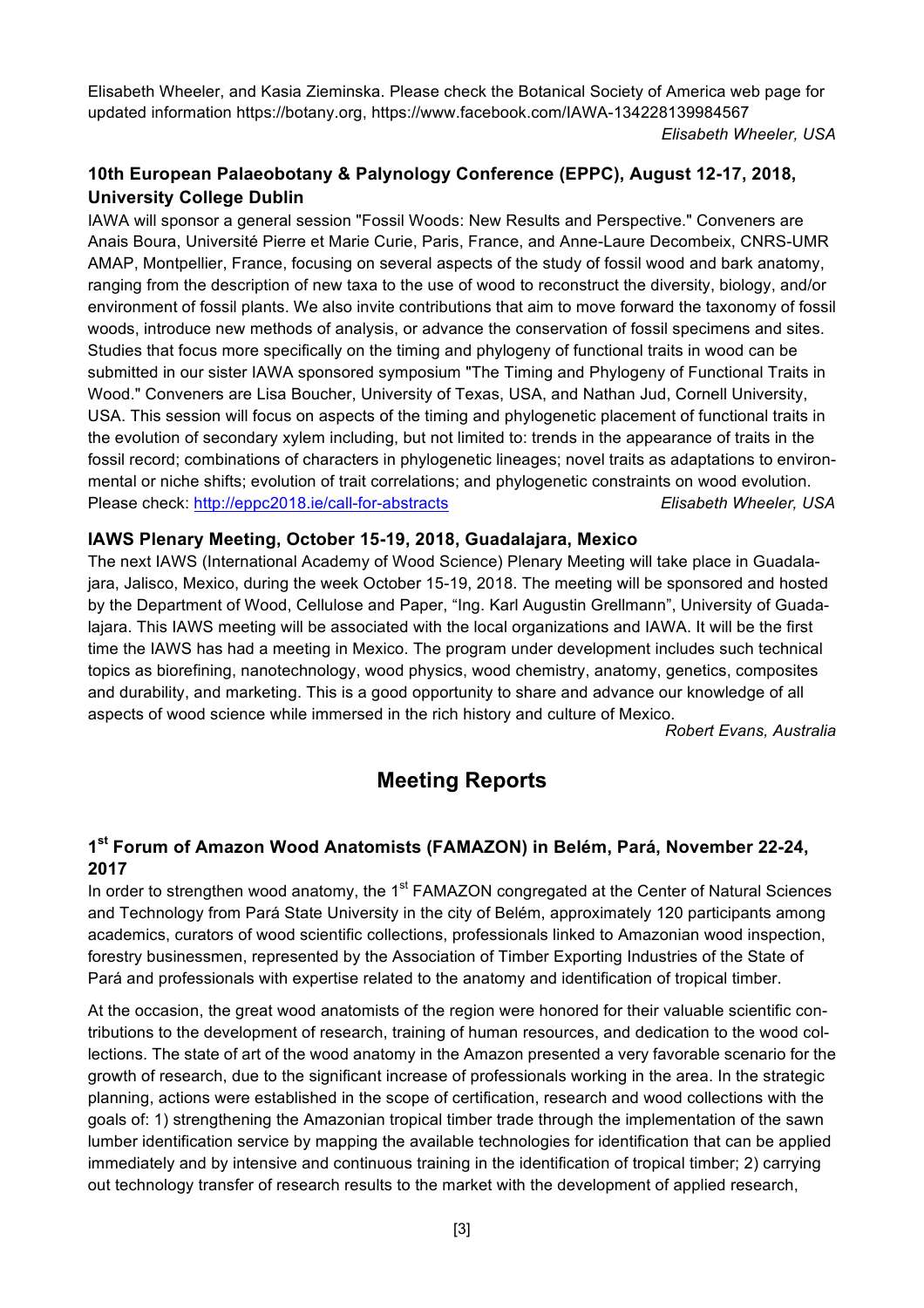Elisabeth Wheeler, and Kasia Zieminska. Please check the Botanical Society of America web page for updated information https://botany.org, https://www.facebook.com/IAWA-134228139984567

*Elisabeth Wheeler, USA*

### 10th European Palaeobotany & Palynology Conference (EPPC), August 12-17, 2018, University College Dublin

IAWA will sponsor a general session "Fossil Woods: New Results and Perspective." Conveners are Anais Boura, Université Pierre et Marie Curie, Paris, France, and Anne-Laure Decombeix, CNRS-UMR AMAP, Montpellier, France, focusing on several aspects of the study of fossil wood and bark anatomy, ranging from the description of new taxa to the use of wood to reconstruct the diversity, biology, and/or environment of fossil plants. We also invite contributions that aim to move forward the taxonomy of fossil woods, introduce new methods of analysis, or advance the conservation of fossil specimens and sites. Studies that focus more specifically on the timing and phylogeny of functional traits in wood can be submitted in our sister IAWA sponsored symposium "The Timing and Phylogeny of Functional Traits in Wood." Conveners are Lisa Boucher, University of Texas, USA, and Nathan Jud, Cornell University, USA. This session will focus on aspects of the timing and phylogenetic placement of functional traits in the evolution of secondary xylem including, but not limited to: trends in the appearance of traits in the fossil record; combinations of characters in phylogenetic lineages; novel traits as adaptations to environmental or niche shifts; evolution of trait correlations; and phylogenetic constraints on wood evolution. Please check: http://eppc2018.ie/call-for-abstracts *Elisabeth Wheeler, USA*

### IAWS Plenary Meeting, October 15-19, 2018, Guadalajara, Mexico

The next IAWS (International Academy of Wood Science) Plenary Meeting will take place in Guadalajara, Jalisco, Mexico, during the week October 15-19, 2018. The meeting will be sponsored and hosted by the Department of Wood, Cellulose and Paper, "Ing. Karl Augustin Grellmann", University of Guadalajara. This IAWS meeting will be associated with the local organizations and IAWA. It will be the first time the IAWS has had a meeting in Mexico. The program under development includes such technical topics as biorefining, nanotechnology, wood physics, wood chemistry, anatomy, genetics, composites and durability, and marketing. This is a good opportunity to share and advance our knowledge of all aspects of wood science while immersed in the rich history and culture of Mexico.

*Robert Evans, Australia*

## Meeting Reports

### 1st Forum of Amazon Wood Anatomists (FAMAZON) in Belém, Pará, November 22-24, 2017

In order to strengthen wood anatomy, the 1st FAMAZON congregated at the Center of Natural Sciences and Technology from Pará State University in the city of Belém, approximately 120 participants among academics, curators of wood scientific collections, professionals linked to Amazonian wood inspection, forestry businessmen, represented by the Association of Timber Exporting Industries of the State of Pará and professionals with expertise related to the anatomy and identification of tropical timber.

At the occasion, the great wood anatomists of the region were honored for their valuable scientific contributions to the development of research, training of human resources, and dedication to the wood collections. The state of art of the wood anatomy in the Amazon presented a very favorable scenario for the growth of research, due to the significant increase of professionals working in the area. In the strategic planning, actions were established in the scope of certification, research and wood collections with the goals of: 1) strengthening the Amazonian tropical timber trade through the implementation of the sawn lumber identification service by mapping the available technologies for identification that can be applied immediately and by intensive and continuous training in the identification of tropical timber; 2) carrying out technology transfer of research results to the market with the development of applied research,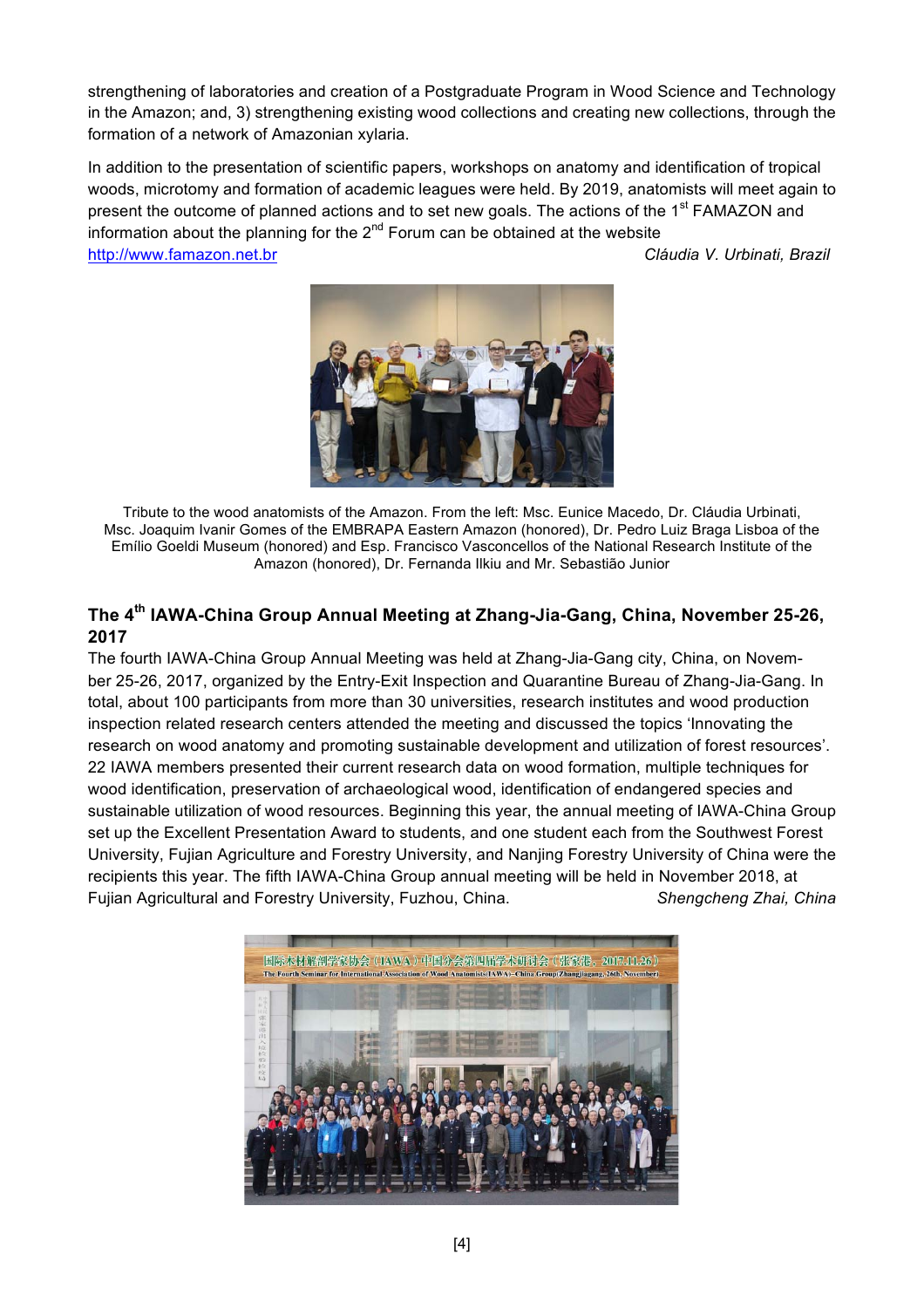strengthening of laboratories and creation of a Postgraduate Program in Wood Science and Technology in the Amazon; and, 3) strengthening existing wood collections and creating new collections, through the formation of a network of Amazonian xylaria.

In addition to the presentation of scientific papers, workshops on anatomy and identification of tropical woods, microtomy and formation of academic leagues were held. By 2019, anatomists will meet again to present the outcome of planned actions and to set new goals. The actions of the 1st FAMAZON and information about the planning for the 2nd Forum can be obtained at the website http://www.famazon.net.br

*Cláudia V. Urbinati, Brazil*

Tribute to the wood anatomists of the Amazon. From the left: Msc. Eunice Macedo, Dr. Cláudia Urbinati, Msc. Joaquim Ivanir Gomes of the EMBRAPA Eastern Amazon (honored), Dr. Pedro Luiz Braga Lisboa of the Emílio Goeldi Museum (honored) and Esp. Francisco Vasconcellos of the National Research Institute of the Amazon (honored), Dr. Fernanda Ilkiu and Mr. Sebastião Junior

## The 4th IAWA-China Group Annual Meeting at Zhang-Jia-Gang, China, November 25-26, 2017

The fourth IAWA-China Group Annual Meeting was held at Zhang-Jia-Gang city, China, on November 25-26, 2017, organized by the Entry-Exit Inspection and Quarantine Bureau of Zhang-Jia-Gang. In total, about 100 participants from more than 30 universities, research institutes and wood production inspection related research centers attended the meeting and discussed the topics 'Innovating the research on wood anatomy and promoting sustainable development and utilization of forest resources'. 22 IAWA members presented their current research data on wood formation, multiple techniques for wood identification, preservation of archaeological wood, identification of endangered species and sustainable utilization of wood resources. Beginning this year, the annual meeting of IAWA-China Group set up the Excellent Presentation Award to students, and one student each from the Southwest Forest University, Fujian Agriculture and Forestry University, and Nanjing Forestry University of China were the recipients this year. The fifth IAWA-China Group annual meeting will be held in November 2018, at Fujian Agricultural and Forestry University, Fuzhou, China.

*Shengcheng Zhai, China*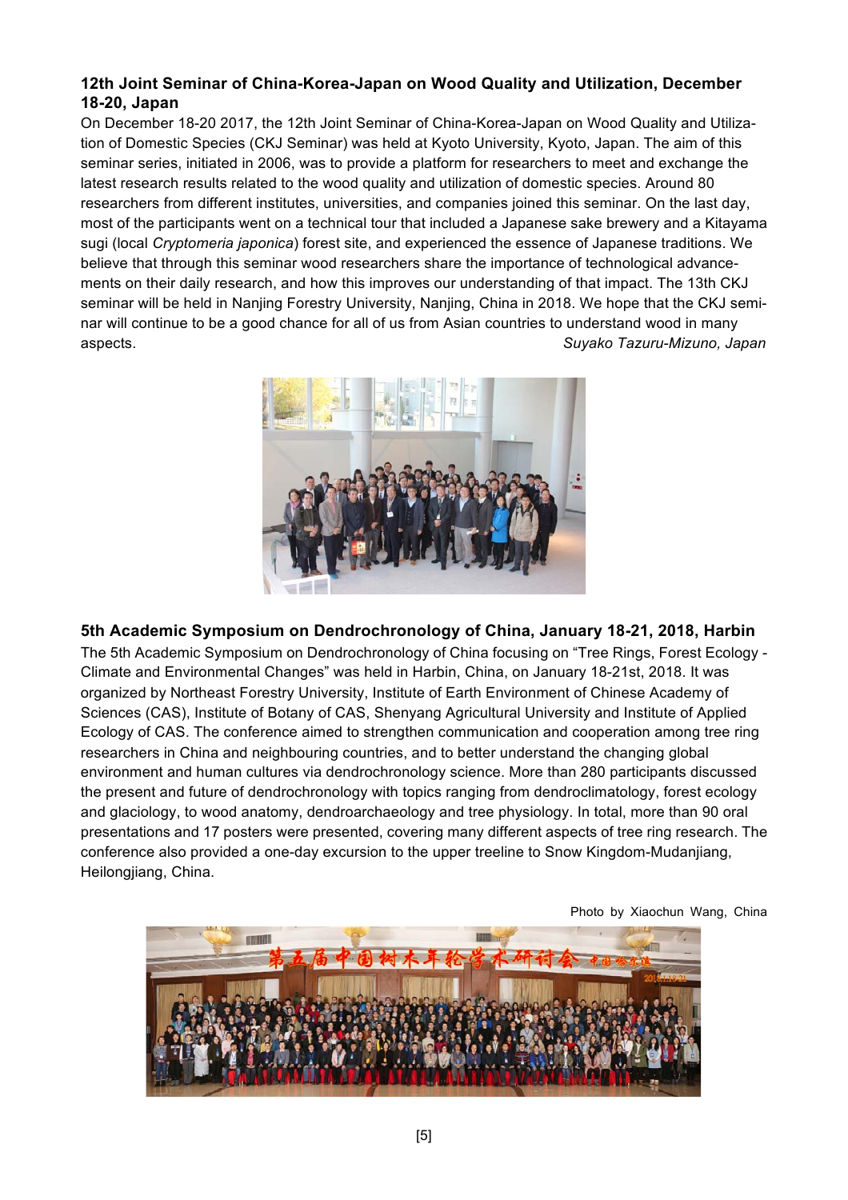### 12th Joint Seminar of China-Korea-Japan on Wood Quality and Utilization, December 18-20, Japan

On December 18-20 2017, the 12th Joint Seminar of China-Korea-Japan on Wood Quality and Utilization of Domestic Species (CKJ Seminar) was held at Kyoto University, Kyoto, Japan. The aim of this seminar series, initiated in 2006, was to provide a platform for researchers to meet and exchange the latest research results related to the wood quality and utilization of domestic species. Around 80 researchers from different institutes, universities, and companies joined this seminar. On the last day, most of the participants went on a technical tour that included a Japanese sake brewery and a Kitayama sugi (local *Cryptomeria japonica*) forest site, and experienced the essence of Japanese traditions. We believe that through this seminar wood researchers share the importance of technological advancements on their daily research, and how this improves our understanding of that impact. The 13th CKJ seminar will be held in Nanjing Forestry University, Nanjing, China in 2018. We hope that the CKJ seminar will continue to be a good chance for all of us from Asian countries to understand wood in many aspects.

*Suyako Tazuru-Mizuno, Japan*

### 5th Academic Symposium on Dendrochronology of China, January 18-21, 2018, Harbin

The 5th Academic Symposium on Dendrochronology of China focusing on "Tree Rings, Forest Ecology - Climate and Environmental Changes" was held in Harbin, China, on January 18-21st, 2018. It was organized by Northeast Forestry University, Institute of Earth Environment of Chinese Academy of Sciences (CAS), Institute of Botany of CAS, Shenyang Agricultural University and Institute of Applied Ecology of CAS. The conference aimed to strengthen communication and cooperation among tree ring researchers in China and neighbouring countries, and to better understand the changing global environment and human cultures via dendrochronology science. More than 280 participants discussed the present and future of dendrochronology with topics ranging from dendroclimatology, forest ecology and glaciology, to wood anatomy, dendroarchaeology and tree physiology. In total, more than 90 oral presentations and 17 posters were presented, covering many different aspects of tree ring research. The conference also provided a one-day excursion to the upper treeline to Snow Kingdom-Mudanjiang, Heilongjiang, China.

Photo by Xiaochun Wang, China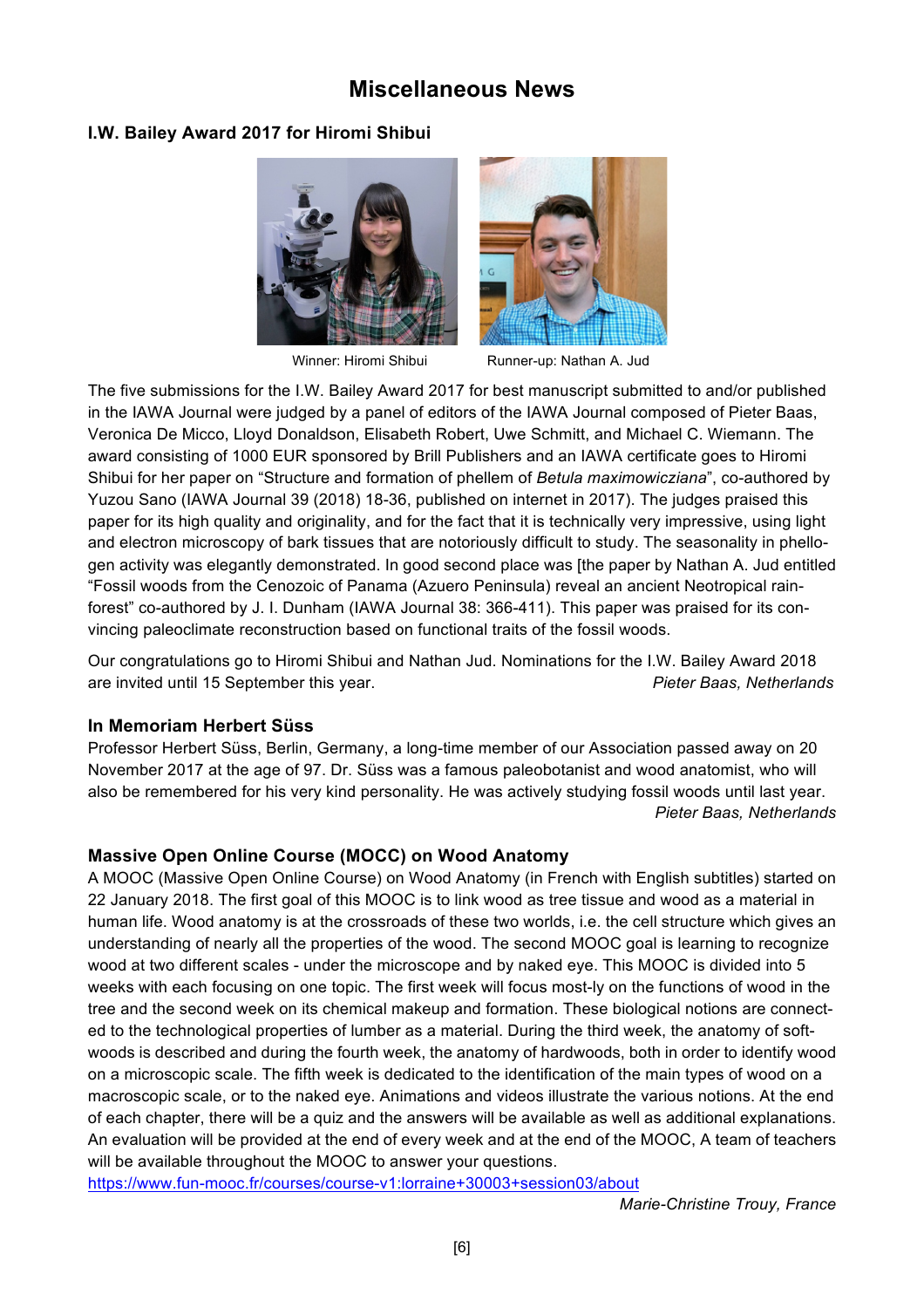# Miscellaneous News

## I.W. Bailey Award 2017 for Hiromi Shibui

Winner: Hiromi Shibui Runner-up: Nathan A. Jud

The five submissions for the I.W. Bailey Award 2017 for best manuscript submitted to and/or published in the IAWA Journal were judged by a panel of editors of the IAWA Journal composed of Pieter Baas, Veronica De Micco, Lloyd Donaldson, Elisabeth Robert, Uwe Schmitt, and Michael C. Wiemann. The award consisting of 1000 EUR sponsored by Brill Publishers and an IAWA certificate goes to Hiromi Shibui for her paper on "Structure and formation of phellem of *Betula maximowicziana*", co-authored by Yuzou Sano (IAWA Journal 39 (2018) 18-36, published on internet in 2017). The judges praised this paper for its high quality and originality, and for the fact that it is technically very impressive, using light and electron microscopy of bark tissues that are notoriously difficult to study. The seasonality in phellogen activity was elegantly demonstrated. In good second place was [the paper by Nathan A. Jud entitled "Fossil woods from the Cenozoic of Panama (Azuero Peninsula) reveal an ancient Neotropical rainforest" co-authored by J. I. Dunham (IAWA Journal 38: 366-411). This paper was praised for its convincing paleoclimate reconstruction based on functional traits of the fossil woods.

Our congratulations go to Hiromi Shibui and Nathan Jud. Nominations for the I.W. Bailey Award 2018 are invited until 15 September this year.

*Pieter Baas, Netherlands*

## In Memoriam Herbert Süss

Professor Herbert Süss, Berlin, Germany, a long-time member of our Association passed away on 20 November 2017 at the age of 97. Dr. Süss was a famous paleobotanist and wood anatomist, who will also be remembered for his very kind personality. He was actively studying fossil woods until last year.

*Pieter Baas, Netherlands*

## Massive Open Online Course (MOCC) on Wood Anatomy

A MOOC (Massive Open Online Course) on Wood Anatomy (in French with English subtitles) started on 22 January 2018. The first goal of this MOOC is to link wood as tree tissue and wood as a material in human life. Wood anatomy is at the crossroads of these two worlds, i.e. the cell structure which gives an understanding of nearly all the properties of the wood. The second MOOC goal is learning to recognize wood at two different scales - under the microscope and by naked eye. This MOOC is divided into 5 weeks with each focusing on one topic. The first week will focus most-ly on the functions of wood in the tree and the second week on its chemical makeup and formation. These biological notions are connected to the technological properties of lumber as a material. During the third week, the anatomy of softwoods is described and during the fourth week, the anatomy of hardwoods, both in order to identify wood on a microscopic scale. The fifth week is dedicated to the identification of the main types of wood on a macroscopic scale, or to the naked eye. Animations and videos illustrate the various notions. At the end of each chapter, there will be a quiz and the answers will be available as well as additional explanations. An evaluation will be provided at the end of every week and at the end of the MOOC, A team of teachers will be available throughout the MOOC to answer your questions.

https://www.fun-mooc.fr/courses/course-v1:lorraine+30003+session03/about

*Marie-Christine Trouy, France*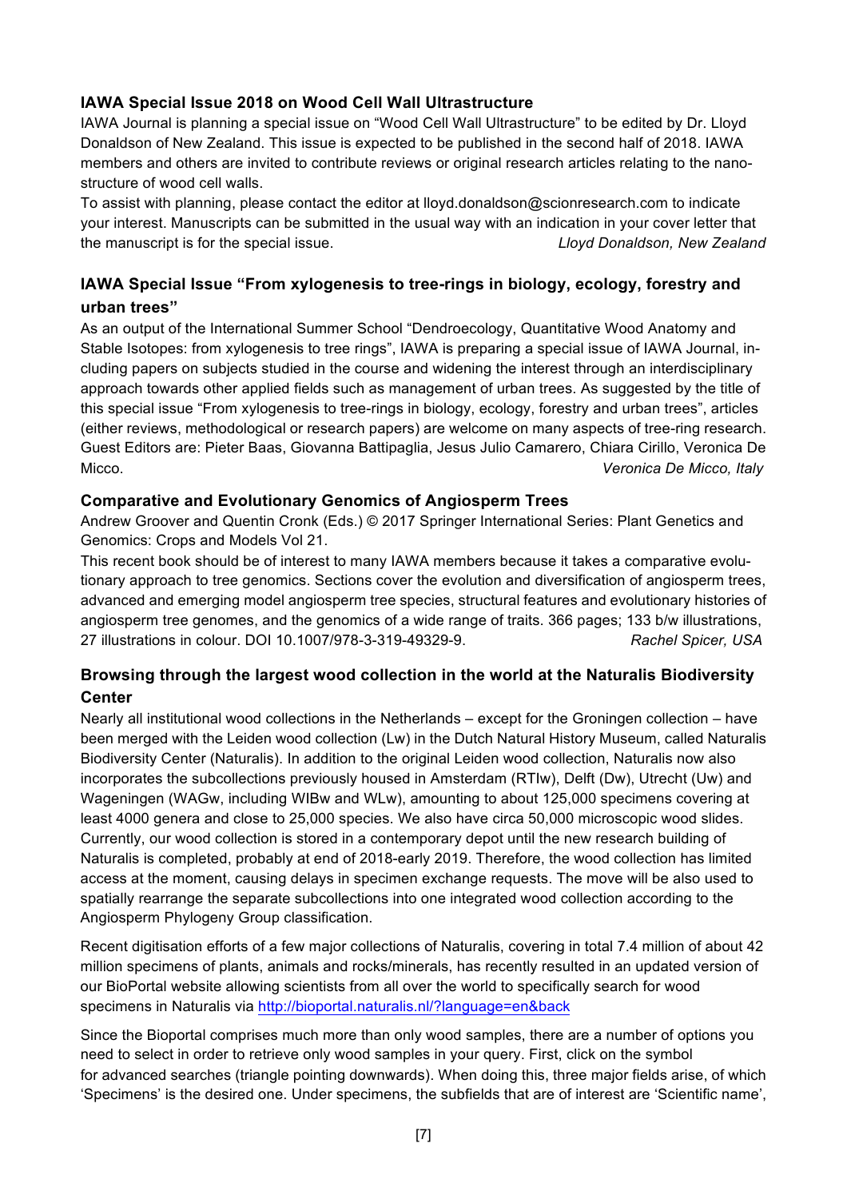### IAWA Special Issue 2018 on Wood Cell Wall Ultrastructure

IAWA Journal is planning a special issue on "Wood Cell Wall Ultrastructure" to be edited by Dr. Lloyd Donaldson of New Zealand. This issue is expected to be published in the second half of 2018. IAWA members and others are invited to contribute reviews or original research articles relating to the nano-structure of wood cell walls.

To assist with planning, please contact the editor at lloyd.donaldson@scionresearch.com to indicate your interest. Manuscripts can be submitted in the usual way with an indication in your cover letter that the manuscript is for the special issue. *Lloyd Donaldson, New Zealand*

### IAWA Special Issue "From xylogenesis to tree-rings in biology, ecology, forestry and urban trees"

As an output of the International Summer School "Dendroecology, Quantitative Wood Anatomy and Stable Isotopes: from xylogenesis to tree rings", IAWA is preparing a special issue of IAWA Journal, including papers on subjects studied in the course and widening the interest through an interdisciplinary approach towards other applied fields such as management of urban trees. As suggested by the title of this special issue "From xylogenesis to tree-rings in biology, ecology, forestry and urban trees", articles (either reviews, methodological or research papers) are welcome on many aspects of tree-ring research. Guest Editors are: Pieter Baas, Giovanna Battipaglia, Jesus Julio Camarero, Chiara Cirillo, Veronica De Micco. *Veronica De Micco, Italy*

### Comparative and Evolutionary Genomics of Angiosperm Trees

Andrew Groover and Quentin Cronk (Eds.) © 2017 Springer International Series: Plant Genetics and Genomics: Crops and Models Vol 21.

This recent book should be of interest to many IAWA members because it takes a comparative evolutionary approach to tree genomics. Sections cover the evolution and diversification of angiosperm trees, advanced and emerging model angiosperm tree species, structural features and evolutionary histories of angiosperm tree genomes, and the genomics of a wide range of traits. 366 pages; 133 b/w illustrations, 27 illustrations in colour. DOI 10.1007/978-3-319-49329-9. *Rachel Spicer, USA*

### Browsing through the largest wood collection in the world at the Naturalis Biodiversity Center

Nearly all institutional wood collections in the Netherlands – except for the Groningen collection – have been merged with the Leiden wood collection (Lw) in the Dutch Natural History Museum, called Naturalis Biodiversity Center (Naturalis). In addition to the original Leiden wood collection, Naturalis now also incorporates the subcollections previously housed in Amsterdam (RTIw), Delft (Dw), Utrecht (Uw) and Wageningen (WAGw, including WIBw and WLw), amounting to about 125,000 specimens covering at least 4000 genera and close to 25,000 species. We also have circa 50,000 microscopic wood slides. Currently, our wood collection is stored in a contemporary depot until the new research building of Naturalis is completed, probably at end of 2018-early 2019. Therefore, the wood collection has limited access at the moment, causing delays in specimen exchange requests. The move will be also used to spatially rearrange the separate subcollections into one integrated wood collection according to the Angiosperm Phylogeny Group classification.

Recent digitisation efforts of a few major collections of Naturalis, covering in total 7.4 million of about 42 million specimens of plants, animals and rocks/minerals, has recently resulted in an updated version of our BioPortal website allowing scientists from all over the world to specifically search for wood specimens in Naturalis via http://bioportal.naturalis.nl/?language=en&back

Since the Bioportal comprises much more than only wood samples, there are a number of options you need to select in order to retrieve only wood samples in your query. First, click on the symbol for advanced searches (triangle pointing downwards). When doing this, three major fields arise, of which 'Specimens' is the desired one. Under specimens, the subfields that are of interest are 'Scientific name',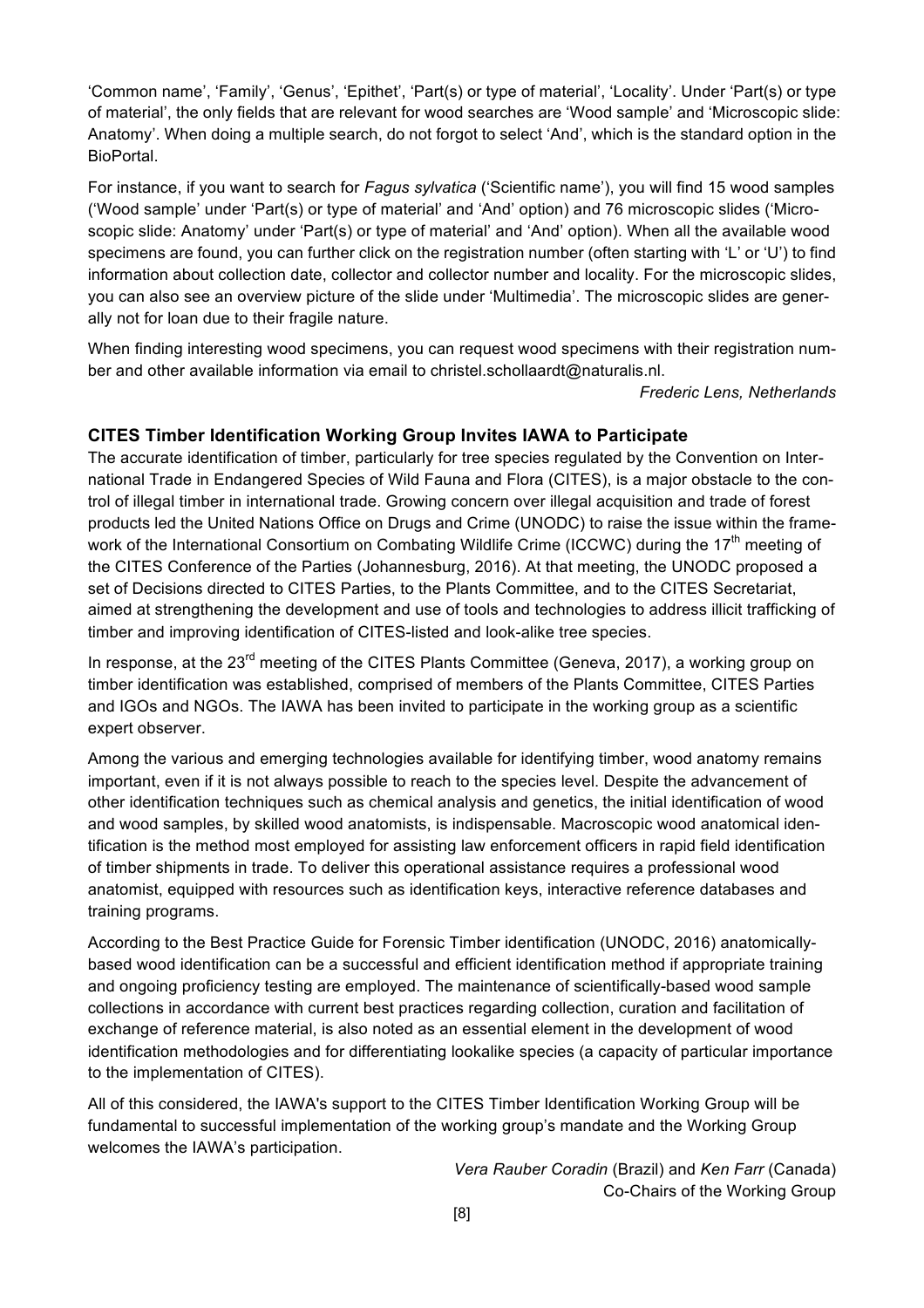'Common name', 'Family', 'Genus', 'Epithet', 'Part(s) or type of material', 'Locality'. Under 'Part(s) or type of material', the only fields that are relevant for wood searches are 'Wood sample' and 'Microscopic slide: Anatomy'. When doing a multiple search, do not forgot to select 'And', which is the standard option in the BioPortal.

For instance, if you want to search for *Fagus sylvatica* ('Scientific name'), you will find 15 wood samples ('Wood sample' under 'Part(s) or type of material' and 'And' option) and 76 microscopic slides ('Microscopic slide: Anatomy' under 'Part(s) or type of material' and 'And' option). When all the available wood specimens are found, you can further click on the registration number (often starting with 'L' or 'U') to find information about collection date, collector and collector number and locality. For the microscopic slides, you can also see an overview picture of the slide under 'Multimedia'. The microscopic slides are generally not for loan due to their fragile nature.

When finding interesting wood specimens, you can request wood specimens with their registration number and other available information via email to christel.schollaardt@naturalis.nl.

*Frederic Lens, Netherlands*

### CITES Timber Identification Working Group Invites IAWA to Participate

The accurate identification of timber, particularly for tree species regulated by the Convention on International Trade in Endangered Species of Wild Fauna and Flora (CITES), is a major obstacle to the control of illegal timber in international trade. Growing concern over illegal acquisition and trade of forest products led the United Nations Office on Drugs and Crime (UNODC) to raise the issue within the framework of the International Consortium on Combating Wildlife Crime (ICCWC) during the 17th meeting of the CITES Conference of the Parties (Johannesburg, 2016). At that meeting, the UNODC proposed a set of Decisions directed to CITES Parties, to the Plants Committee, and to the CITES Secretariat, aimed at strengthening the development and use of tools and technologies to address illicit trafficking of timber and improving identification of CITES-listed and look-alike tree species.

In response, at the 23rd meeting of the CITES Plants Committee (Geneva, 2017), a working group on timber identification was established, comprised of members of the Plants Committee, CITES Parties and IGOs and NGOs. The IAWA has been invited to participate in the working group as a scientific expert observer.

Among the various and emerging technologies available for identifying timber, wood anatomy remains important, even if it is not always possible to reach to the species level. Despite the advancement of other identification techniques such as chemical analysis and genetics, the initial identification of wood and wood samples, by skilled wood anatomists, is indispensable. Macroscopic wood anatomical identification is the method most employed for assisting law enforcement officers in rapid field identification of timber shipments in trade. To deliver this operational assistance requires a professional wood anatomist, equipped with resources such as identification keys, interactive reference databases and training programs.

According to the Best Practice Guide for Forensic Timber identification (UNODC, 2016) anatomically-based wood identification can be a successful and efficient identification method if appropriate training and ongoing proficiency testing are employed. The maintenance of scientifically-based wood sample collections in accordance with current best practices regarding collection, curation and facilitation of exchange of reference material, is also noted as an essential element in the development of wood identification methodologies and for differentiating lookalike species (a capacity of particular importance to the implementation of CITES).

All of this considered, the IAWA's support to the CITES Timber Identification Working Group will be fundamental to successful implementation of the working group's mandate and the Working Group welcomes the IAWA's participation.

*Vera Rauber Coradin* (Brazil) and *Ken Farr* (Canada)
Co-Chairs of the Working Group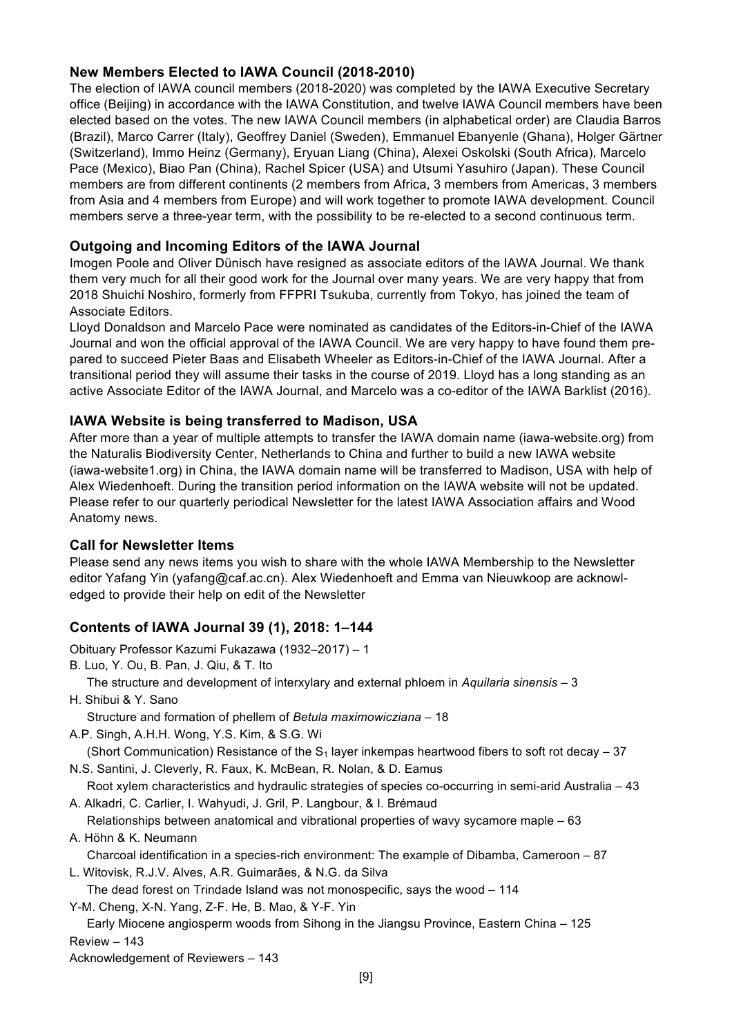## New Members Elected to IAWA Council (2018-2010)

The election of IAWA council members (2018-2020) was completed by the IAWA Executive Secretary office (Beijing) in accordance with the IAWA Constitution, and twelve IAWA Council members have been elected based on the votes. The new IAWA Council members (in alphabetical order) are Claudia Barros (Brazil), Marco Carrer (Italy), Geoffrey Daniel (Sweden), Emmanuel Ebanyenle (Ghana), Holger Gärtner (Switzerland), Immo Heinz (Germany), Eryuan Liang (China), Alexei Oskolski (South Africa), Marcelo Pace (Mexico), Biao Pan (China), Rachel Spicer (USA) and Utsumi Yasuhiro (Japan). These Council members are from different continents (2 members from Africa, 3 members from Americas, 3 members from Asia and 4 members from Europe) and will work together to promote IAWA development. Council members serve a three-year term, with the possibility to be re-elected to a second continuous term.

## Outgoing and Incoming Editors of the IAWA Journal

Imogen Poole and Oliver Dünisch have resigned as associate editors of the IAWA Journal. We thank them very much for all their good work for the Journal over many years. We are very happy that from 2018 Shuichi Noshiro, formerly from FFPRI Tsukuba, currently from Tokyo, has joined the team of Associate Editors.

Lloyd Donaldson and Marcelo Pace were nominated as candidates of the Editors-in-Chief of the IAWA Journal and won the official approval of the IAWA Council. We are very happy to have found them prepared to succeed Pieter Baas and Elisabeth Wheeler as Editors-in-Chief of the IAWA Journal. After a transitional period they will assume their tasks in the course of 2019. Lloyd has a long standing as an active Associate Editor of the IAWA Journal, and Marcelo was a co-editor of the IAWA Barklist (2016).

## IAWA Website is being transferred to Madison, USA

After more than a year of multiple attempts to transfer the IAWA domain name (iawa-website.org) from the Naturalis Biodiversity Center, Netherlands to China and further to build a new IAWA website (iawa-website1.org) in China, the IAWA domain name will be transferred to Madison, USA with help of Alex Wiedenhoeft. During the transition period information on the IAWA website will not be updated. Please refer to our quarterly periodical Newsletter for the latest IAWA Association affairs and Wood Anatomy news.

## Call for Newsletter Items

Please send any news items you wish to share with the whole IAWA Membership to the Newsletter editor Yafang Yin (yafang@caf.ac.cn). Alex Wiedenhoeft and Emma van Nieuwkoop are acknowledged to provide their help on edit of the Newsletter

## Contents of IAWA Journal 39 (1), 2018: 1–144

Obituary Professor Kazumi Fukazawa (1932–2017) – 1

B. Luo, Y. Ou, B. Pan, J. Qiu, & T. Ito
The structure and development of interxylary and external phloem in *Aquilaria sinensis* – 3

H. Shibui & Y. Sano
Structure and formation of phellem of *Betula maximowicziana* – 18

A.P. Singh, A.H.H. Wong, Y.S. Kim, & S.G. Wi
(Short Communication) Resistance of the $S_1$ layer inkempas heartwood fibers to soft rot decay – 37

N.S. Santini, J. Cleverly, R. Faux, K. McBean, R. Nolan, & D. Eamus
Root xylem characteristics and hydraulic strategies of species co-occurring in semi-arid Australia – 43

A. Alkadri, C. Carlier, I. Wahyudi, J. Gril, P. Langbour, & I. Brémaud
Relationships between anatomical and vibrational properties of wavy sycamore maple – 63

A. Höhn & K. Neumann
Charcoal identification in a species-rich environment: The example of Dibamba, Cameroon – 87

L. Witovisk, R.J.V. Alves, A.R. Guimarães, & N.G. da Silva
The dead forest on Trindade Island was not monospecific, says the wood – 114

Y-M. Cheng, X-N. Yang, Z-F. He, B. Mao, & Y-F. Yin
Early Miocene angiosperm woods from Sihong in the Jiangsu Province, Eastern China – 125

Review – 143

Acknowledgement of Reviewers – 143